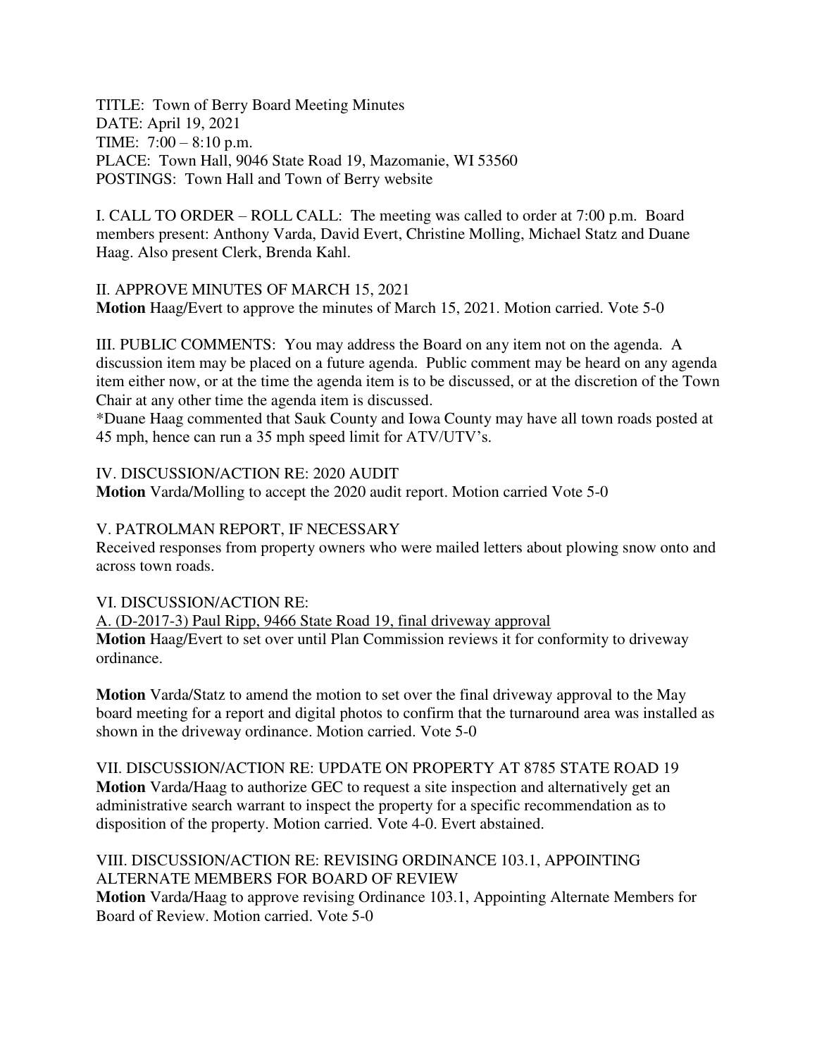TITLE: Town of Berry Board Meeting Minutes
DATE: April 19, 2021
TIME: 7:00 – 8:10 p.m.
PLACE: Town Hall, 9046 State Road 19, Mazomanie, WI 53560
POSTINGS: Town Hall and Town of Berry website

I. CALL TO ORDER – ROLL CALL: The meeting was called to order at 7:00 p.m. Board members present: Anthony Varda, David Evert, Christine Molling, Michael Statz and Duane Haag. Also present Clerk, Brenda Kahl.

II. APPROVE MINUTES OF MARCH 15, 2021
**Motion** Haag/Evert to approve the minutes of March 15, 2021. Motion carried. Vote 5-0

III. PUBLIC COMMENTS: You may address the Board on any item not on the agenda. A discussion item may be placed on a future agenda. Public comment may be heard on any agenda item either now, or at the time the agenda item is to be discussed, or at the discretion of the Town Chair at any other time the agenda item is discussed.
*Duane Haag commented that Sauk County and Iowa County may have all town roads posted at 45 mph, hence can run a 35 mph speed limit for ATV/UTV's.

IV. DISCUSSION/ACTION RE: 2020 AUDIT
**Motion** Varda/Molling to accept the 2020 audit report. Motion carried Vote 5-0

V. PATROLMAN REPORT, IF NECESSARY
Received responses from property owners who were mailed letters about plowing snow onto and across town roads.

VI. DISCUSSION/ACTION RE:
A. (D-2017-3) Paul Ripp, 9466 State Road 19, final driveway approval
**Motion** Haag/Evert to set over until Plan Commission reviews it for conformity to driveway ordinance.

**Motion** Varda/Statz to amend the motion to set over the final driveway approval to the May board meeting for a report and digital photos to confirm that the turnaround area was installed as shown in the driveway ordinance. Motion carried. Vote 5-0

VII. DISCUSSION/ACTION RE: UPDATE ON PROPERTY AT 8785 STATE ROAD 19
**Motion** Varda/Haag to authorize GEC to request a site inspection and alternatively get an administrative search warrant to inspect the property for a specific recommendation as to disposition of the property. Motion carried. Vote 4-0. Evert abstained.

VIII. DISCUSSION/ACTION RE: REVISING ORDINANCE 103.1, APPOINTING ALTERNATE MEMBERS FOR BOARD OF REVIEW
**Motion** Varda/Haag to approve revising Ordinance 103.1, Appointing Alternate Members for Board of Review. Motion carried. Vote 5-0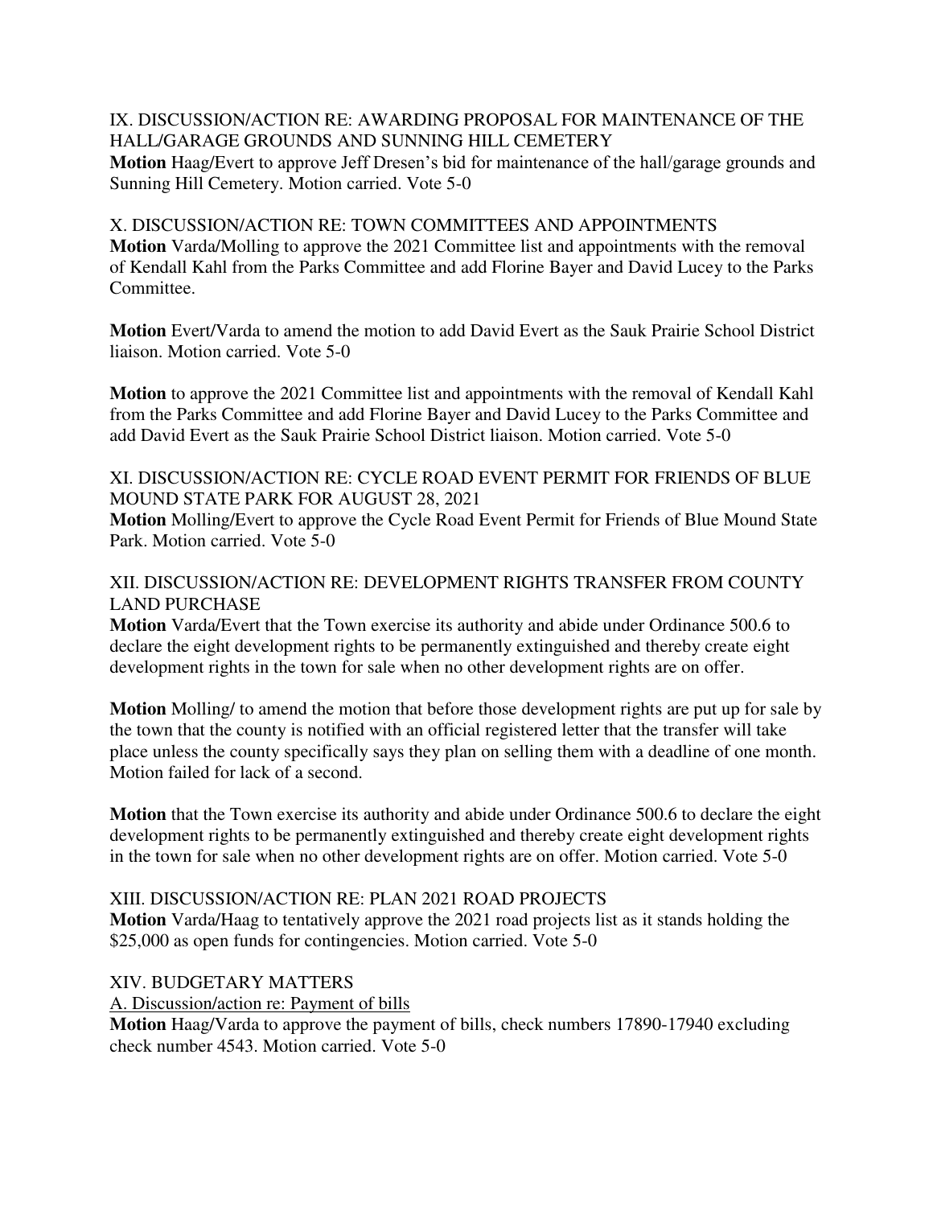IX. DISCUSSION/ACTION RE: AWARDING PROPOSAL FOR MAINTENANCE OF THE HALL/GARAGE GROUNDS AND SUNNING HILL CEMETERY

**Motion** Haag/Evert to approve Jeff Dresen's bid for maintenance of the hall/garage grounds and Sunning Hill Cemetery. Motion carried. Vote 5-0

X. DISCUSSION/ACTION RE: TOWN COMMITTEES AND APPOINTMENTS

**Motion** Varda/Molling to approve the 2021 Committee list and appointments with the removal of Kendall Kahl from the Parks Committee and add Florine Bayer and David Lucey to the Parks Committee.

**Motion** Evert/Varda to amend the motion to add David Evert as the Sauk Prairie School District liaison. Motion carried. Vote 5-0

**Motion** to approve the 2021 Committee list and appointments with the removal of Kendall Kahl from the Parks Committee and add Florine Bayer and David Lucey to the Parks Committee and add David Evert as the Sauk Prairie School District liaison. Motion carried. Vote 5-0

XI. DISCUSSION/ACTION RE: CYCLE ROAD EVENT PERMIT FOR FRIENDS OF BLUE MOUND STATE PARK FOR AUGUST 28, 2021

**Motion** Molling/Evert to approve the Cycle Road Event Permit for Friends of Blue Mound State Park. Motion carried. Vote 5-0

XII. DISCUSSION/ACTION RE: DEVELOPMENT RIGHTS TRANSFER FROM COUNTY LAND PURCHASE

**Motion** Varda/Evert that the Town exercise its authority and abide under Ordinance 500.6 to declare the eight development rights to be permanently extinguished and thereby create eight development rights in the town for sale when no other development rights are on offer.

**Motion** Molling/ to amend the motion that before those development rights are put up for sale by the town that the county is notified with an official registered letter that the transfer will take place unless the county specifically says they plan on selling them with a deadline of one month. Motion failed for lack of a second.

**Motion** that the Town exercise its authority and abide under Ordinance 500.6 to declare the eight development rights to be permanently extinguished and thereby create eight development rights in the town for sale when no other development rights are on offer. Motion carried. Vote 5-0

XIII. DISCUSSION/ACTION RE: PLAN 2021 ROAD PROJECTS

**Motion** Varda/Haag to tentatively approve the 2021 road projects list as it stands holding the $25,000 as open funds for contingencies. Motion carried. Vote 5-0

XIV. BUDGETARY MATTERS

A. Discussion/action re: Payment of bills

**Motion** Haag/Varda to approve the payment of bills, check numbers 17890-17940 excluding check number 4543. Motion carried. Vote 5-0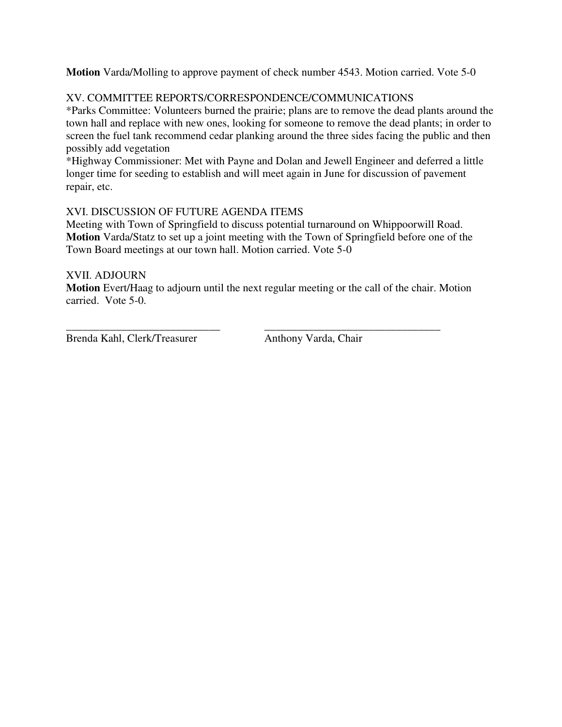**Motion** Varda/Molling to approve payment of check number 4543. Motion carried. Vote 5-0

XV. COMMITTEE REPORTS/CORRESPONDENCE/COMMUNICATIONS

*Parks Committee: Volunteers burned the prairie; plans are to remove the dead plants around the town hall and replace with new ones, looking for someone to remove the dead plants; in order to screen the fuel tank recommend cedar planking around the three sides facing the public and then possibly add vegetation

*Highway Commissioner: Met with Payne and Dolan and Jewell Engineer and deferred a little longer time for seeding to establish and will meet again in June for discussion of pavement repair, etc.

XVI. DISCUSSION OF FUTURE AGENDA ITEMS

Meeting with Town of Springfield to discuss potential turnaround on Whippoorwill Road.

**Motion** Varda/Statz to set up a joint meeting with the Town of Springfield before one of the Town Board meetings at our town hall. Motion carried. Vote 5-0

XVII. ADJOURN

**Motion** Evert/Haag to adjourn until the next regular meeting or the call of the chair. Motion carried. Vote 5-0.

_____________________________ _________________________________

Brenda Kahl, Clerk/Treasurer Anthony Varda, Chair